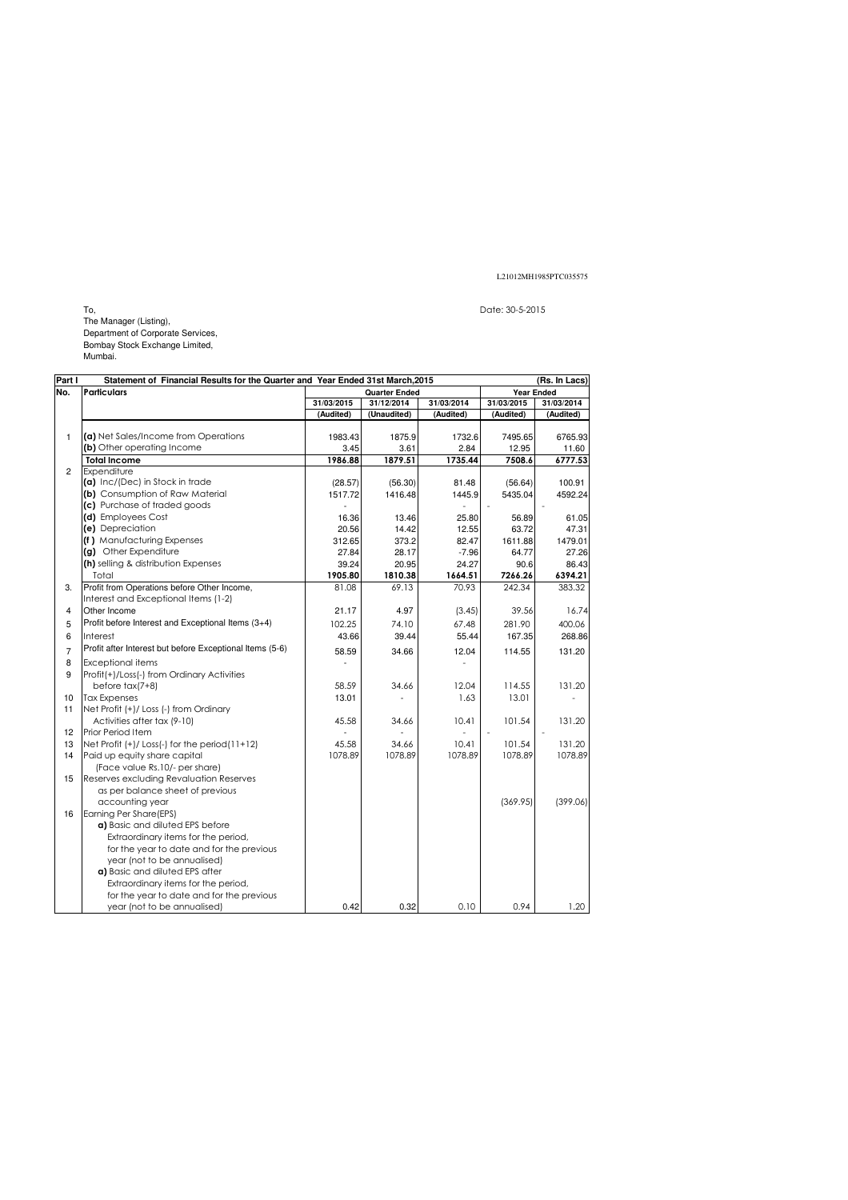L21012MH1985PTC035575

To,
The Manager (Listing),
Department of Corporate Services,
Bombay Stock Exchange Limited,
Mumbai.

Date: 30-5-2015

| Part I | Statement of Financial Results for the Quarter and Year Ended 31st March,2015 | | | | | (Rs. In Lacs) |
|---|---|---|---|---|---|---|
| No. | Particulars | Quarter Ended | | | Year Ended | |
| | | 31/03/2015 | 31/12/2014 | 31/03/2014 | 31/03/2015 | 31/03/2014 |
| | | (Audited) | (Unaudited) | (Audited) | (Audited) | (Audited) |
| 1 | **(a)** Net Sales/Income from Operations | 1983.43 | 1875.9 | 1732.6 | 7495.65 | 6765.93 |
| | **(b)** Other operating Income | 3.45 | 3.61 | 2.84 | 12.95 | 11.60 |
| | **Total Income** | **1986.88** | **1879.51** | **1735.44** | **7508.6** | **6777.53** |
| 2 | Expenditure | | | | | |
| | **(a)** Inc/(Dec) in Stock in trade | (28.57) | (56.30) | 81.48 | (56.64) | 100.91 |
| | **(b)** Consumption of Raw Material | 1517.72 | 1416.48 | 1445.9 | 5435.04 | 4592.24 |
| | **(c)** Purchase of traded goods | - | | - | - | - |
| | **(d)** Employees Cost | 16.36 | 13.46 | 25.80 | 56.89 | 61.05 |
| | **(e)** Depreciation | 20.56 | 14.42 | 12.55 | 63.72 | 47.31 |
| | **(f )** Manufacturing Expenses | 312.65 | 373.2 | 82.47 | 1611.88 | 1479.01 |
| | **(g)** Other Expenditure | 27.84 | 28.17 | -7.96 | 64.77 | 27.26 |
| | **(h)** selling & distribution Expenses | 39.24 | 20.95 | 24.27 | 90.6 | 86.43 |
| | Total | **1905.80** | **1810.38** | **1664.51** | **7266.26** | **6394.21** |
| 3. | Profit from Operations before Other Income, Interest and Exceptional Items (1-2) | 81.08 | 69.13 | 70.93 | 242.34 | 383.32 |
| 4 | Other Income | 21.17 | 4.97 | (3.45) | 39.56 | 16.74 |
| 5 | Profit before Interest and Exceptional Items (3+4) | 102.25 | 74.10 | 67.48 | 281.90 | 400.06 |
| 6 | Interest | 43.66 | 39.44 | 55.44 | 167.35 | 268.86 |
| 7 | Profit after Interest but before Exceptional Items (5-6) | 58.59 | 34.66 | 12.04 | 114.55 | 131.20 |
| 8 | Exceptional items | - | | - | | |
| 9 | Profit(+)/Loss(-) from Ordinary Activities before tax(7+8) | 58.59 | 34.66 | 12.04 | 114.55 | 131.20 |
| 10 | Tax Expenses | 13.01 | - | 1.63 | 13.01 | - |
| 11 | Net Profit (+)/ Loss (-) from Ordinary Activities after tax (9-10) | 45.58 | 34.66 | 10.41 | 101.54 | 131.20 |
| 12 | Prior Period Item | - | - | - | - | - |
| 13 | Net Profit (+)/ Loss(-) for the period(11+12) | 45.58 | 34.66 | 10.41 | 101.54 | 131.20 |
| 14 | Paid up equity share capital (Face value Rs.10/- per share) | 1078.89 | 1078.89 | 1078.89 | 1078.89 | 1078.89 |
| 15 | Reserves excluding Revaluation Reserves as per balance sheet of previous accounting year | | | | (369.95) | (399.06) |
| 16 | Earning Per Share(EPS) | | | | | |
| | **a)** Basic and diluted EPS before Extraordinary items for the period, for the year to date and for the previous year (not to be annualised) | | | | | |
| | **a)** Basic and diluted EPS after Extraordinary items for the period, for the year to date and for the previous year (not to be annualised) | 0.42 | 0.32 | 0.10 | 0.94 | 1.20 |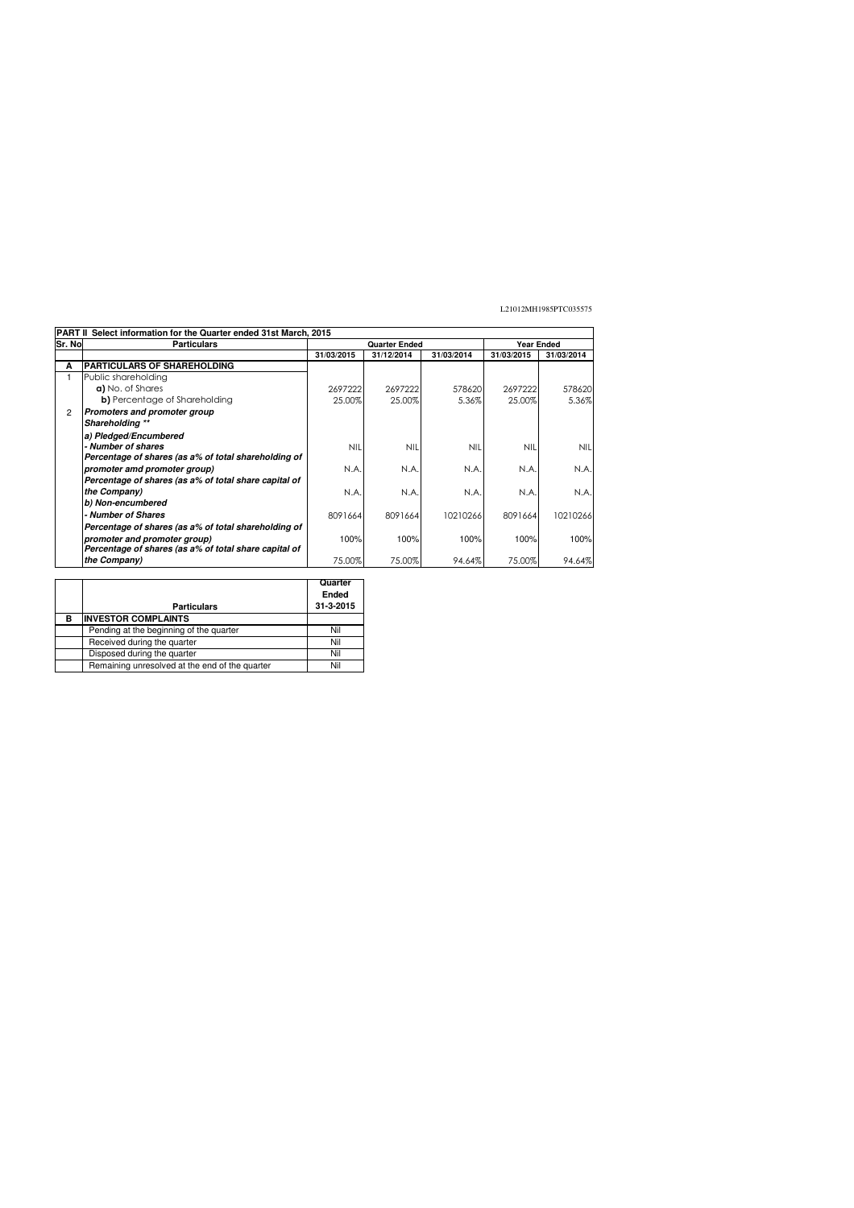L21012MH1985PTC035575

| PART II Select information for the Quarter ended 31st March, 2015 | | | | | | |
|---|---|---|---|---|---|---|
| Sr. No | Particulars | Quarter Ended | | | Year Ended | |
| | | 31/03/2015 | 31/12/2014 | 31/03/2014 | 31/03/2015 | 31/03/2014 |
| A | **PARTICULARS OF SHAREHOLDING** | | | | | |
| 1 | Public shareholding | | | | | |
| | **a)** No. of Shares | 2697222 | 2697222 | 578620 | 2697222 | 578620 |
| | **b)** Percentage of Shareholding | 25.00% | 25.00% | 5.36% | 25.00% | 5.36% |
| 2 | ***Promoters and promoter group Shareholding \*\**** | | | | | |
| | ***a) Pledged/Encumbered*** | | | | | |
| | ***- Number of shares*** | NIL | NIL | NIL | NIL | NIL |
| | ***Percentage of shares (as a% of total shareholding of promoter amd promoter group)*** | N.A. | N.A. | N.A. | N.A. | N.A. |
| | ***Percentage of shares (as a% of total share capital of the Company)*** | N.A. | N.A. | N.A. | N.A. | N.A. |
| | ***b) Non-encumbered*** | | | | | |
| | ***- Number of Shares*** | 8091664 | 8091664 | 10210266 | 8091664 | 10210266 |
| | ***Percentage of shares (as a% of total shareholding of promoter and promoter group)*** | 100% | 100% | 100% | 100% | 100% |
| | ***Percentage of shares (as a% of total share capital of the Company)*** | 75.00% | 75.00% | 94.64% | 75.00% | 94.64% |

| | Particulars | Quarter Ended 31-3-2015 |
|---|---|---|
| B | **INVESTOR COMPLAINTS** | |
| | Pending at the beginning of the quarter | Nil |
| | Received during the quarter | Nil |
| | Disposed during the quarter | Nil |
| | Remaining unresolved at the end of the quarter | Nil |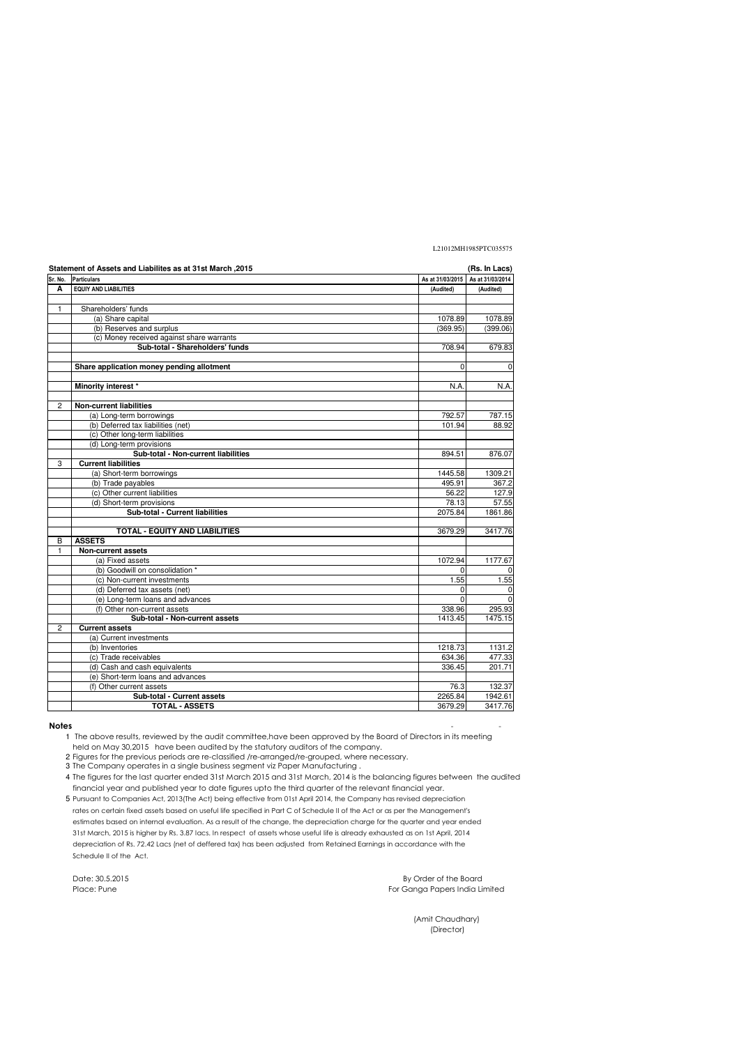L21012MH1985PTC035575

**Statement of Assets and Liabilites as at 31st March ,2015** **(Rs. In Lacs)**

| Sr. No. | Particulars | As at 31/03/2015 | As at 31/03/2014 |
|---|---|---|---|
| A | EQUITY AND LIABILITIES | (Audited) | (Audited) |
| | | | |
| 1 | Shareholders' funds | | |
| | (a) Share capital | 1078.89 | 1078.89 |
| | (b) Reserves and surplus | (369.95) | (399.06) |
| | (c) Money received against share warrants | | |
| | **Sub-total - Shareholders' funds** | 708.94 | 679.83 |
| | | | |
| | **Share application money pending allotment** | 0 | 0 |
| | | | |
| | **Minority interest \*** | N.A. | N.A. |
| | | | |
| 2 | **Non-current liabilities** | | |
| | (a) Long-term borrowings | 792.57 | 787.15 |
| | (b) Deferred tax liabilities (net) | 101.94 | 88.92 |
| | (c) Other long-term liabilities | | |
| | (d) Long-term provisions | | |
| | **Sub-total - Non-current liabilities** | 894.51 | 876.07 |
| 3 | **Current liabilities** | | |
| | (a) Short-term borrowings | 1445.58 | 1309.21 |
| | (b) Trade payables | 495.91 | 367.2 |
| | (c) Other current liabilities | 56.22 | 127.9 |
| | (d) Short-term provisions | 78.13 | 57.55 |
| | **Sub-total - Current liabilities** | 2075.84 | 1861.86 |
| | | | |
| | **TOTAL - EQUITY AND LIABILITIES** | 3679.29 | 3417.76 |
| B | **ASSETS** | | |
| 1 | **Non-current assets** | | |
| | (a) Fixed assets | 1072.94 | 1177.67 |
| | (b) Goodwill on consolidation * | 0 | 0 |
| | (c) Non-current investments | 1.55 | 1.55 |
| | (d) Deferred tax assets (net) | 0 | 0 |
| | (e) Long-term loans and advances | 0 | 0 |
| | (f) Other non-current assets | 338.96 | 295.93 |
| | **Sub-total - Non-current assets** | 1413.45 | 1475.15 |
| 2 | **Current assets** | | |
| | (a) Current investments | | |
| | (b) Inventories | 1218.73 | 1131.2 |
| | (c) Trade receivables | 634.36 | 477.33 |
| | (d) Cash and cash equivalents | 336.45 | 201.71 |
| | (e) Short-term loans and advances | | |
| | (f) Other current assets | 76.3 | 132.37 |
| | **Sub-total - Current assets** | 2265.84 | 1942.61 |
| | **TOTAL - ASSETS** | 3679.29 | 3417.76 |

**Notes**

1. The above results, reviewed by the audit committee,have been approved by the Board of Directors in its meeting held on May 30,2015 have been audited by the statutory auditors of the company.
2. Figures for the previous periods are re-classified /re-arranged/re-grouped, where necessary.
3. The Company operates in a single business segment viz Paper Manufacturing .
4. The figures for the last quarter ended 31st March 2015 and 31st March, 2014 is the balancing figures between the audited financial year and published year to date figures upto the third quarter of the relevant financial year.
5. Pursuant to Companies Act, 2013(The Act) being effective from 01st April 2014, the Company has revised depreciation rates on certain fixed assets based on useful life specified in Part C of Schedule II of the Act or as per the Management's estimates based on internal evaluation. As a result of the change, the depreciation charge for the quarter and year ended 31st March, 2015 is higher by Rs. 3.87 lacs. In respect of assets whose useful life is already exhausted as on 1st April, 2014 depreciation of Rs. 72.42 Lacs (net of deffered tax) has been adjusted from Retained Earnings in accordance with the Schedule II of the Act.

Date: 30.5.2015
Place: Pune

By Order of the Board
For Ganga Papers India Limited

(Amit Chaudhary)
(Director)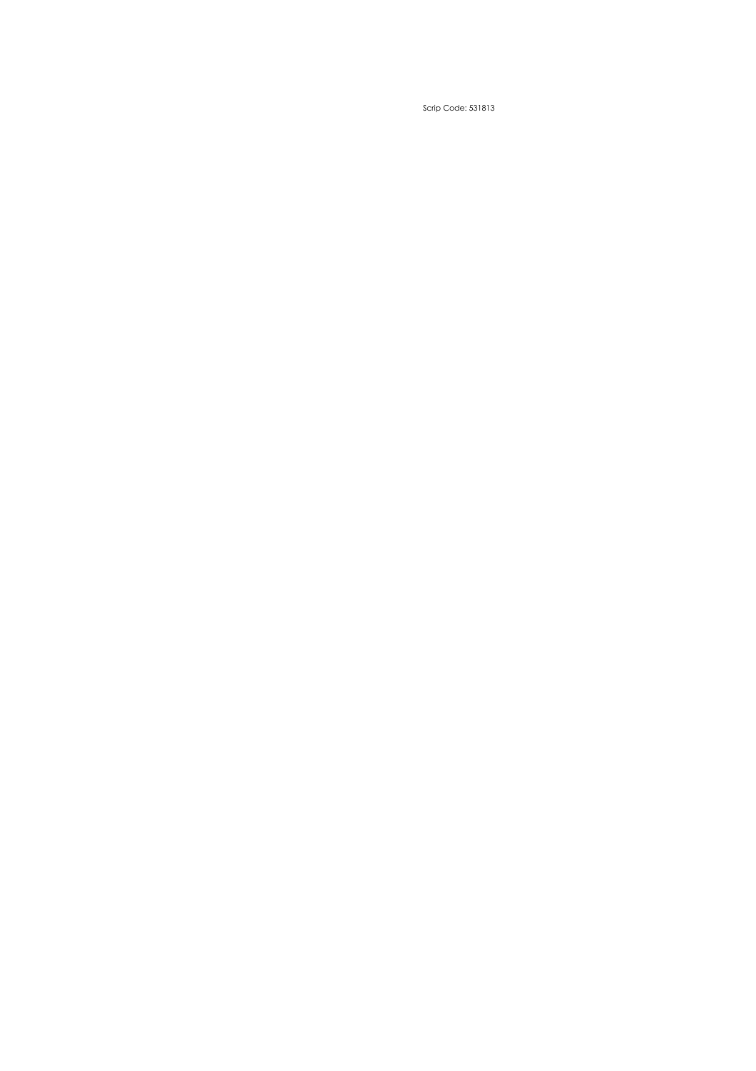Scrip Code: 531813